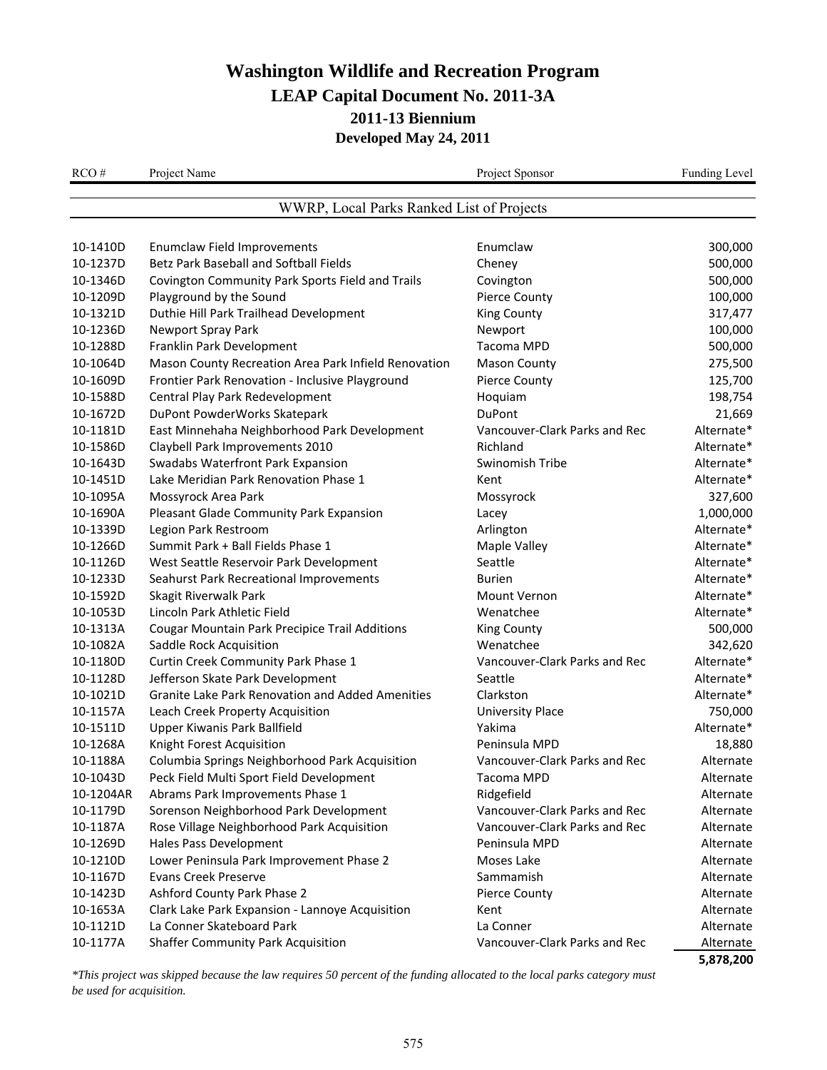# Washington Wildlife and Recreation Program

## LEAP Capital Document No. 2011-3A

### 2011-13 Biennium

### Developed May 24, 2011

| RCO # | Project Name | Project Sponsor | Funding Level |
|---|---|---|---|
| | **WWRP, Local Parks Ranked List of Projects** | | |
| 10-1410D | Enumclaw Field Improvements | Enumclaw | 300,000 |
| 10-1237D | Betz Park Baseball and Softball Fields | Cheney | 500,000 |
| 10-1346D | Covington Community Park Sports Field and Trails | Covington | 500,000 |
| 10-1209D | Playground by the Sound | Pierce County | 100,000 |
| 10-1321D | Duthie Hill Park Trailhead Development | King County | 317,477 |
| 10-1236D | Newport Spray Park | Newport | 100,000 |
| 10-1288D | Franklin Park Development | Tacoma MPD | 500,000 |
| 10-1064D | Mason County Recreation Area Park Infield Renovation | Mason County | 275,500 |
| 10-1609D | Frontier Park Renovation - Inclusive Playground | Pierce County | 125,700 |
| 10-1588D | Central Play Park Redevelopment | Hoquiam | 198,754 |
| 10-1672D | DuPont PowderWorks Skatepark | DuPont | 21,669 |
| 10-1181D | East Minnehaha Neighborhood Park Development | Vancouver-Clark Parks and Rec | Alternate* |
| 10-1586D | Claybell Park Improvements 2010 | Richland | Alternate* |
| 10-1643D | Swadabs Waterfront Park Expansion | Swinomish Tribe | Alternate* |
| 10-1451D | Lake Meridian Park Renovation Phase 1 | Kent | Alternate* |
| 10-1095A | Mossyrock Area Park | Mossyrock | 327,600 |
| 10-1690A | Pleasant Glade Community Park Expansion | Lacey | 1,000,000 |
| 10-1339D | Legion Park Restroom | Arlington | Alternate* |
| 10-1266D | Summit Park + Ball Fields Phase 1 | Maple Valley | Alternate* |
| 10-1126D | West Seattle Reservoir Park Development | Seattle | Alternate* |
| 10-1233D | Seahurst Park Recreational Improvements | Burien | Alternate* |
| 10-1592D | Skagit Riverwalk Park | Mount Vernon | Alternate* |
| 10-1053D | Lincoln Park Athletic Field | Wenatchee | Alternate* |
| 10-1313A | Cougar Mountain Park Precipice Trail Additions | King County | 500,000 |
| 10-1082A | Saddle Rock Acquisition | Wenatchee | 342,620 |
| 10-1180D | Curtin Creek Community Park Phase 1 | Vancouver-Clark Parks and Rec | Alternate* |
| 10-1128D | Jefferson Skate Park Development | Seattle | Alternate* |
| 10-1021D | Granite Lake Park Renovation and Added Amenities | Clarkston | Alternate* |
| 10-1157A | Leach Creek Property Acquisition | University Place | 750,000 |
| 10-1511D | Upper Kiwanis Park Ballfield | Yakima | Alternate* |
| 10-1268A | Knight Forest Acquisition | Peninsula MPD | 18,880 |
| 10-1188A | Columbia Springs Neighborhood Park Acquisition | Vancouver-Clark Parks and Rec | Alternate |
| 10-1043D | Peck Field Multi Sport Field Development | Tacoma MPD | Alternate |
| 10-1204AR | Abrams Park Improvements Phase 1 | Ridgefield | Alternate |
| 10-1179D | Sorenson Neighborhood Park Development | Vancouver-Clark Parks and Rec | Alternate |
| 10-1187A | Rose Village Neighborhood Park Acquisition | Vancouver-Clark Parks and Rec | Alternate |
| 10-1269D | Hales Pass Development | Peninsula MPD | Alternate |
| 10-1210D | Lower Peninsula Park Improvement Phase 2 | Moses Lake | Alternate |
| 10-1167D | Evans Creek Preserve | Sammamish | Alternate |
| 10-1423D | Ashford County Park Phase 2 | Pierce County | Alternate |
| 10-1653A | Clark Lake Park Expansion - Lannoye Acquisition | Kent | Alternate |
| 10-1121D | La Conner Skateboard Park | La Conner | Alternate |
| 10-1177A | Shaffer Community Park Acquisition | Vancouver-Clark Parks and Rec | Alternate |
| | | | **5,878,200** |

*\*This project was skipped because the law requires 50 percent of the funding allocated to the local parks category must be used for acquisition.*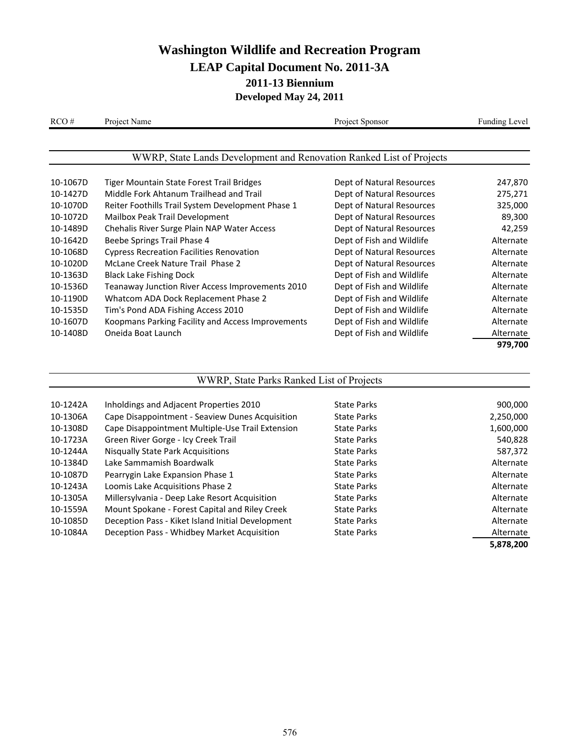# Washington Wildlife and Recreation Program

## LEAP Capital Document No. 2011-3A

### 2011-13 Biennium

### Developed May 24, 2011

### WWRP, State Lands Development and Renovation Ranked List of Projects

| RCO # | Project Name | Project Sponsor | Funding Level |
|---|---|---|---|
| 10-1067D | Tiger Mountain State Forest Trail Bridges | Dept of Natural Resources | 247,870 |
| 10-1427D | Middle Fork Ahtanum Trailhead and Trail | Dept of Natural Resources | 275,271 |
| 10-1070D | Reiter Foothills Trail System Development Phase 1 | Dept of Natural Resources | 325,000 |
| 10-1072D | Mailbox Peak Trail Development | Dept of Natural Resources | 89,300 |
| 10-1489D | Chehalis River Surge Plain NAP Water Access | Dept of Natural Resources | 42,259 |
| 10-1642D | Beebe Springs Trail Phase 4 | Dept of Fish and Wildlife | Alternate |
| 10-1068D | Cypress Recreation Facilities Renovation | Dept of Natural Resources | Alternate |
| 10-1020D | McLane Creek Nature Trail Phase 2 | Dept of Natural Resources | Alternate |
| 10-1363D | Black Lake Fishing Dock | Dept of Fish and Wildlife | Alternate |
| 10-1536D | Teanaway Junction River Access Improvements 2010 | Dept of Fish and Wildlife | Alternate |
| 10-1190D | Whatcom ADA Dock Replacement Phase 2 | Dept of Fish and Wildlife | Alternate |
| 10-1535D | Tim's Pond ADA Fishing Access 2010 | Dept of Fish and Wildlife | Alternate |
| 10-1607D | Koopmans Parking Facility and Access Improvements | Dept of Fish and Wildlife | Alternate |
| 10-1408D | Oneida Boat Launch | Dept of Fish and Wildlife | Alternate |
| | | | **979,700** |

### WWRP, State Parks Ranked List of Projects

| RCO # | Project Name | Project Sponsor | Funding Level |
|---|---|---|---|
| 10-1242A | Inholdings and Adjacent Properties 2010 | State Parks | 900,000 |
| 10-1306A | Cape Disappointment - Seaview Dunes Acquisition | State Parks | 2,250,000 |
| 10-1308D | Cape Disappointment Multiple-Use Trail Extension | State Parks | 1,600,000 |
| 10-1723A | Green River Gorge - Icy Creek Trail | State Parks | 540,828 |
| 10-1244A | Nisqually State Park Acquisitions | State Parks | 587,372 |
| 10-1384D | Lake Sammamish Boardwalk | State Parks | Alternate |
| 10-1087D | Pearrygin Lake Expansion Phase 1 | State Parks | Alternate |
| 10-1243A | Loomis Lake Acquisitions Phase 2 | State Parks | Alternate |
| 10-1305A | Millersylvania - Deep Lake Resort Acquisition | State Parks | Alternate |
| 10-1559A | Mount Spokane - Forest Capital and Riley Creek | State Parks | Alternate |
| 10-1085D | Deception Pass - Kiket Island Initial Development | State Parks | Alternate |
| 10-1084A | Deception Pass - Whidbey Market Acquisition | State Parks | Alternate |
| | | | **5,878,200** |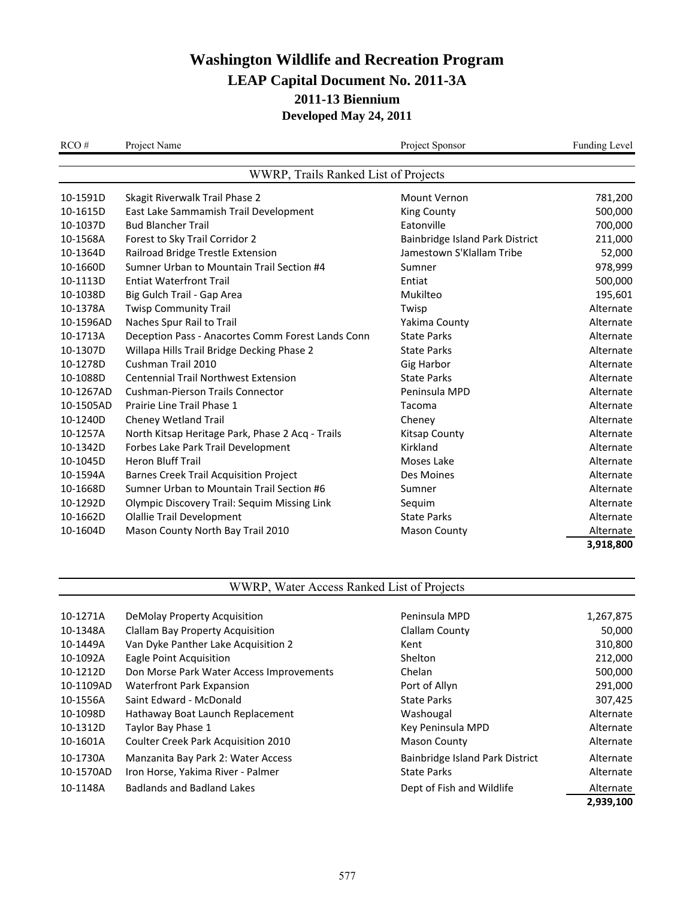# Washington Wildlife and Recreation Program

## LEAP Capital Document No. 2011-3A

### 2011-13 Biennium

### Developed May 24, 2011

**WWRP, Trails Ranked List of Projects**

| RCO # | Project Name | Project Sponsor | Funding Level |
|---|---|---|---|
| 10-1591D | Skagit Riverwalk Trail Phase 2 | Mount Vernon | 781,200 |
| 10-1615D | East Lake Sammamish Trail Development | King County | 500,000 |
| 10-1037D | Bud Blancher Trail | Eatonville | 700,000 |
| 10-1568A | Forest to Sky Trail Corridor 2 | Bainbridge Island Park District | 211,000 |
| 10-1364D | Railroad Bridge Trestle Extension | Jamestown S'Klallam Tribe | 52,000 |
| 10-1660D | Sumner Urban to Mountain Trail Section #4 | Sumner | 978,999 |
| 10-1113D | Entiat Waterfront Trail | Entiat | 500,000 |
| 10-1038D | Big Gulch Trail - Gap Area | Mukilteo | 195,601 |
| 10-1378A | Twisp Community Trail | Twisp | Alternate |
| 10-1596AD | Naches Spur Rail to Trail | Yakima County | Alternate |
| 10-1713A | Deception Pass - Anacortes Comm Forest Lands Conn | State Parks | Alternate |
| 10-1307D | Willapa Hills Trail Bridge Decking Phase 2 | State Parks | Alternate |
| 10-1278D | Cushman Trail 2010 | Gig Harbor | Alternate |
| 10-1088D | Centennial Trail Northwest Extension | State Parks | Alternate |
| 10-1267AD | Cushman-Pierson Trails Connector | Peninsula MPD | Alternate |
| 10-1505AD | Prairie Line Trail Phase 1 | Tacoma | Alternate |
| 10-1240D | Cheney Wetland Trail | Cheney | Alternate |
| 10-1257A | North Kitsap Heritage Park, Phase 2 Acq - Trails | Kitsap County | Alternate |
| 10-1342D | Forbes Lake Park Trail Development | Kirkland | Alternate |
| 10-1045D | Heron Bluff Trail | Moses Lake | Alternate |
| 10-1594A | Barnes Creek Trail Acquisition Project | Des Moines | Alternate |
| 10-1668D | Sumner Urban to Mountain Trail Section #6 | Sumner | Alternate |
| 10-1292D | Olympic Discovery Trail: Sequim Missing Link | Sequim | Alternate |
| 10-1662D | Olallie Trail Development | State Parks | Alternate |
| 10-1604D | Mason County North Bay Trail 2010 | Mason County | Alternate |
| | | | **3,918,800** |

**WWRP, Water Access Ranked List of Projects**

| RCO # | Project Name | Project Sponsor | Funding Level |
|---|---|---|---|
| 10-1271A | DeMolay Property Acquisition | Peninsula MPD | 1,267,875 |
| 10-1348A | Clallam Bay Property Acquisition | Clallam County | 50,000 |
| 10-1449A | Van Dyke Panther Lake Acquisition 2 | Kent | 310,800 |
| 10-1092A | Eagle Point Acquisition | Shelton | 212,000 |
| 10-1212D | Don Morse Park Water Access Improvements | Chelan | 500,000 |
| 10-1109AD | Waterfront Park Expansion | Port of Allyn | 291,000 |
| 10-1556A | Saint Edward - McDonald | State Parks | 307,425 |
| 10-1098D | Hathaway Boat Launch Replacement | Washougal | Alternate |
| 10-1312D | Taylor Bay Phase 1 | Key Peninsula MPD | Alternate |
| 10-1601A | Coulter Creek Park Acquisition 2010 | Mason County | Alternate |
| 10-1730A | Manzanita Bay Park 2: Water Access | Bainbridge Island Park District | Alternate |
| 10-1570AD | Iron Horse, Yakima River - Palmer | State Parks | Alternate |
| 10-1148A | Badlands and Badland Lakes | Dept of Fish and Wildlife | Alternate |
| | | | **2,939,100** |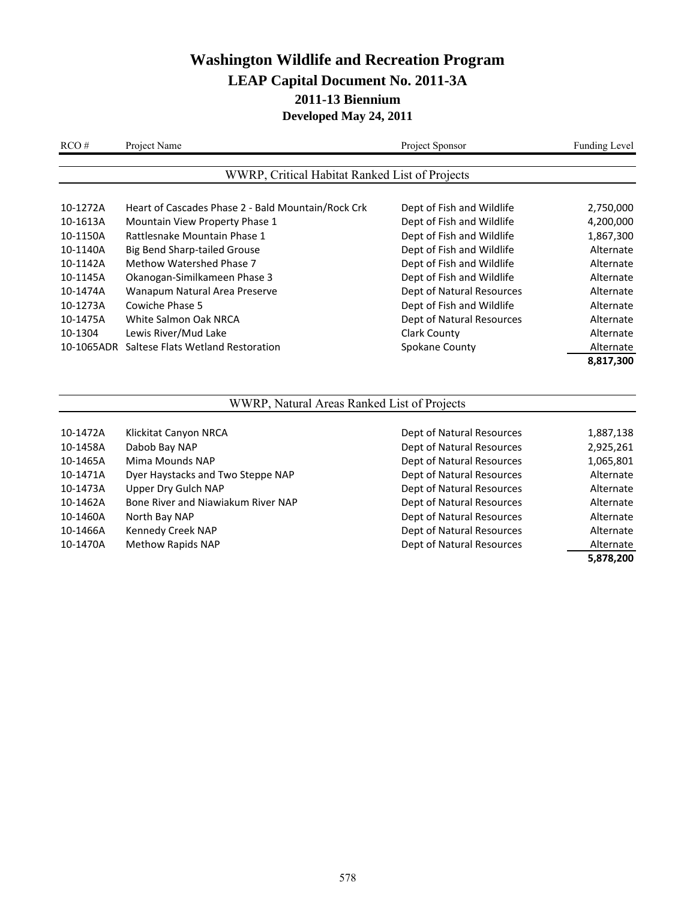# Washington Wildlife and Recreation Program

## LEAP Capital Document No. 2011-3A

## 2011-13 Biennium

## Developed May 24, 2011

### WWRP, Critical Habitat Ranked List of Projects

| RCO # | Project Name | Project Sponsor | Funding Level |
|---|---|---|---|
| 10-1272A | Heart of Cascades Phase 2 - Bald Mountain/Rock Crk | Dept of Fish and Wildlife | 2,750,000 |
| 10-1613A | Mountain View Property Phase 1 | Dept of Fish and Wildlife | 4,200,000 |
| 10-1150A | Rattlesnake Mountain Phase 1 | Dept of Fish and Wildlife | 1,867,300 |
| 10-1140A | Big Bend Sharp-tailed Grouse | Dept of Fish and Wildlife | Alternate |
| 10-1142A | Methow Watershed Phase 7 | Dept of Fish and Wildlife | Alternate |
| 10-1145A | Okanogan-Similkameen Phase 3 | Dept of Fish and Wildlife | Alternate |
| 10-1474A | Wanapum Natural Area Preserve | Dept of Natural Resources | Alternate |
| 10-1273A | Cowiche Phase 5 | Dept of Fish and Wildlife | Alternate |
| 10-1475A | White Salmon Oak NRCA | Dept of Natural Resources | Alternate |
| 10-1304 | Lewis River/Mud Lake | Clark County | Alternate |
| 10-1065ADR | Saltese Flats Wetland Restoration | Spokane County | Alternate |
| | | | **8,817,300** |

### WWRP, Natural Areas Ranked List of Projects

| RCO # | Project Name | Project Sponsor | Funding Level |
|---|---|---|---|
| 10-1472A | Klickitat Canyon NRCA | Dept of Natural Resources | 1,887,138 |
| 10-1458A | Dabob Bay NAP | Dept of Natural Resources | 2,925,261 |
| 10-1465A | Mima Mounds NAP | Dept of Natural Resources | 1,065,801 |
| 10-1471A | Dyer Haystacks and Two Steppe NAP | Dept of Natural Resources | Alternate |
| 10-1473A | Upper Dry Gulch NAP | Dept of Natural Resources | Alternate |
| 10-1462A | Bone River and Niawiakum River NAP | Dept of Natural Resources | Alternate |
| 10-1460A | North Bay NAP | Dept of Natural Resources | Alternate |
| 10-1466A | Kennedy Creek NAP | Dept of Natural Resources | Alternate |
| 10-1470A | Methow Rapids NAP | Dept of Natural Resources | Alternate |
| | | | **5,878,200** |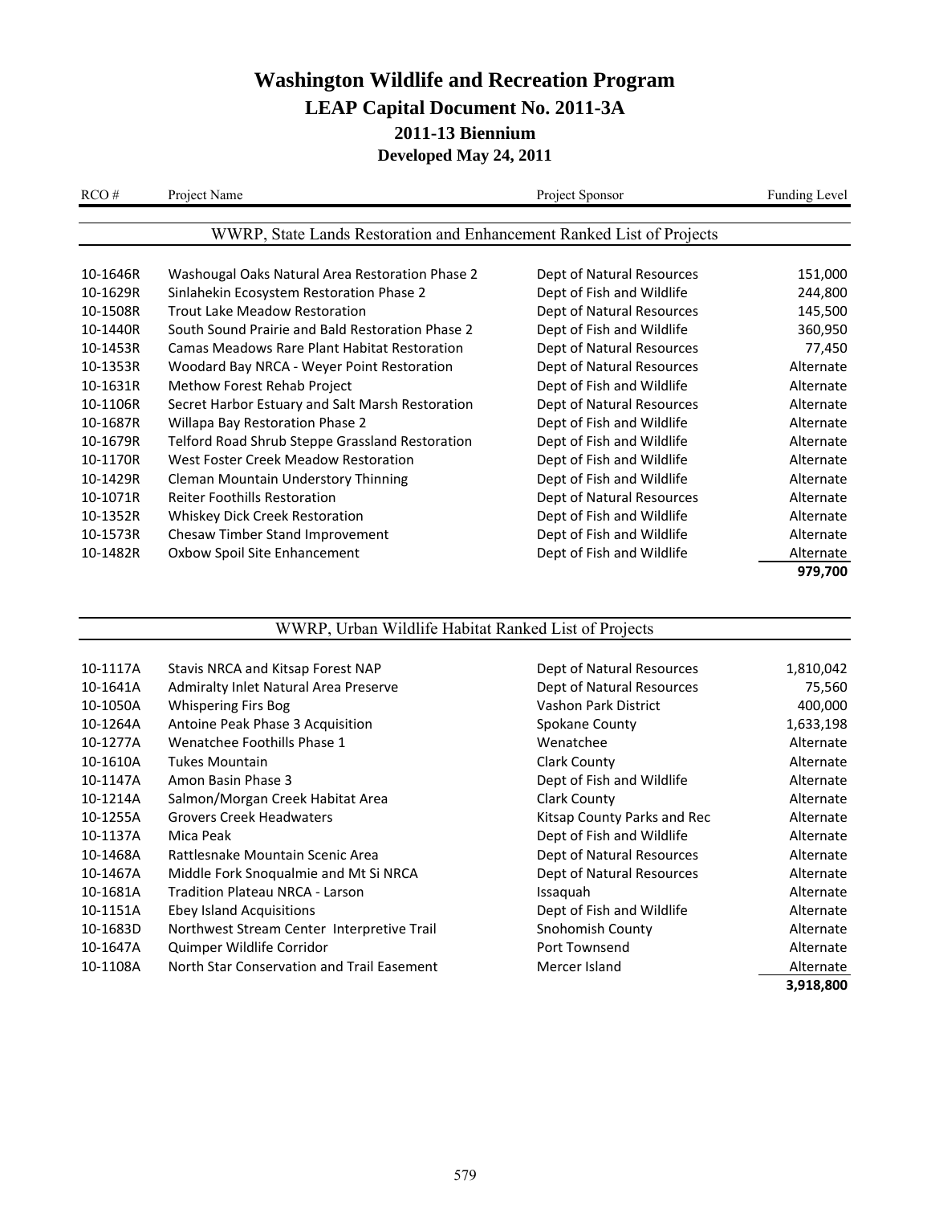# Washington Wildlife and Recreation Program

## LEAP Capital Document No. 2011-3A

## 2011-13 Biennium

## Developed May 24, 2011

### WWRP, State Lands Restoration and Enhancement Ranked List of Projects

| RCO # | Project Name | Project Sponsor | Funding Level |
|---|---|---|---|
| 10-1646R | Washougal Oaks Natural Area Restoration Phase 2 | Dept of Natural Resources | 151,000 |
| 10-1629R | Sinlahekin Ecosystem Restoration Phase 2 | Dept of Fish and Wildlife | 244,800 |
| 10-1508R | Trout Lake Meadow Restoration | Dept of Natural Resources | 145,500 |
| 10-1440R | South Sound Prairie and Bald Restoration Phase 2 | Dept of Fish and Wildlife | 360,950 |
| 10-1453R | Camas Meadows Rare Plant Habitat Restoration | Dept of Natural Resources | 77,450 |
| 10-1353R | Woodard Bay NRCA - Weyer Point Restoration | Dept of Natural Resources | Alternate |
| 10-1631R | Methow Forest Rehab Project | Dept of Fish and Wildlife | Alternate |
| 10-1106R | Secret Harbor Estuary and Salt Marsh Restoration | Dept of Natural Resources | Alternate |
| 10-1687R | Willapa Bay Restoration Phase 2 | Dept of Fish and Wildlife | Alternate |
| 10-1679R | Telford Road Shrub Steppe Grassland Restoration | Dept of Fish and Wildlife | Alternate |
| 10-1170R | West Foster Creek Meadow Restoration | Dept of Fish and Wildlife | Alternate |
| 10-1429R | Cleman Mountain Understory Thinning | Dept of Fish and Wildlife | Alternate |
| 10-1071R | Reiter Foothills Restoration | Dept of Natural Resources | Alternate |
| 10-1352R | Whiskey Dick Creek Restoration | Dept of Fish and Wildlife | Alternate |
| 10-1573R | Chesaw Timber Stand Improvement | Dept of Fish and Wildlife | Alternate |
| 10-1482R | Oxbow Spoil Site Enhancement | Dept of Fish and Wildlife | Alternate |
| | | | **979,700** |

### WWRP, Urban Wildlife Habitat Ranked List of Projects

| RCO # | Project Name | Project Sponsor | Funding Level |
|---|---|---|---|
| 10-1117A | Stavis NRCA and Kitsap Forest NAP | Dept of Natural Resources | 1,810,042 |
| 10-1641A | Admiralty Inlet Natural Area Preserve | Dept of Natural Resources | 75,560 |
| 10-1050A | Whispering Firs Bog | Vashon Park District | 400,000 |
| 10-1264A | Antoine Peak Phase 3 Acquisition | Spokane County | 1,633,198 |
| 10-1277A | Wenatchee Foothills Phase 1 | Wenatchee | Alternate |
| 10-1610A | Tukes Mountain | Clark County | Alternate |
| 10-1147A | Amon Basin Phase 3 | Dept of Fish and Wildlife | Alternate |
| 10-1214A | Salmon/Morgan Creek Habitat Area | Clark County | Alternate |
| 10-1255A | Grovers Creek Headwaters | Kitsap County Parks and Rec | Alternate |
| 10-1137A | Mica Peak | Dept of Fish and Wildlife | Alternate |
| 10-1468A | Rattlesnake Mountain Scenic Area | Dept of Natural Resources | Alternate |
| 10-1467A | Middle Fork Snoqualmie and Mt Si NRCA | Dept of Natural Resources | Alternate |
| 10-1681A | Tradition Plateau NRCA - Larson | Issaquah | Alternate |
| 10-1151A | Ebey Island Acquisitions | Dept of Fish and Wildlife | Alternate |
| 10-1683D | Northwest Stream Center Interpretive Trail | Snohomish County | Alternate |
| 10-1647A | Quimper Wildlife Corridor | Port Townsend | Alternate |
| 10-1108A | North Star Conservation and Trail Easement | Mercer Island | Alternate |
| | | | **3,918,800** |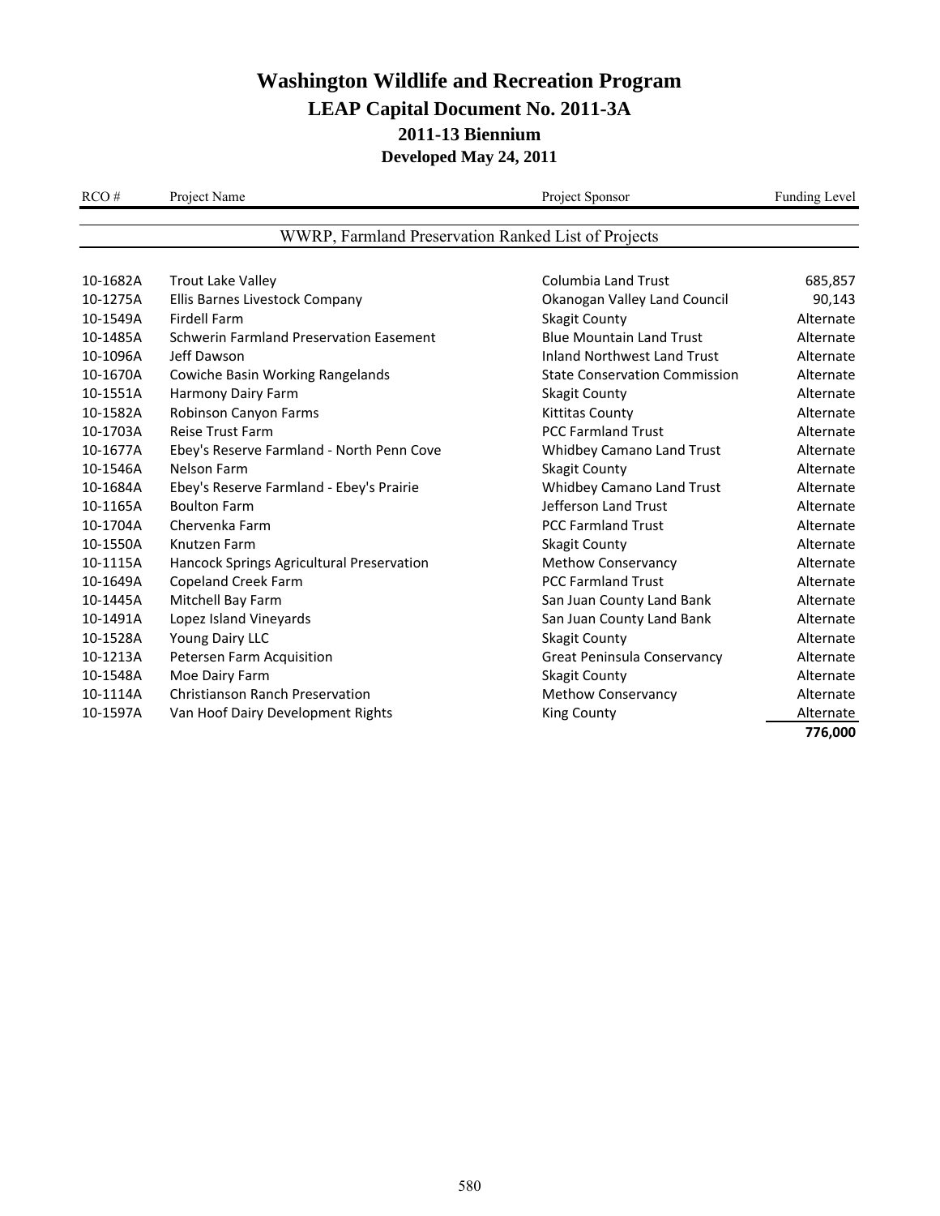# Washington Wildlife and Recreation Program

## LEAP Capital Document No. 2011-3A

## 2011-13 Biennium

## Developed May 24, 2011

### WWRP, Farmland Preservation Ranked List of Projects

| RCO # | Project Name | Project Sponsor | Funding Level |
|---|---|---|---|
| 10-1682A | Trout Lake Valley | Columbia Land Trust | 685,857 |
| 10-1275A | Ellis Barnes Livestock Company | Okanogan Valley Land Council | 90,143 |
| 10-1549A | Firdell Farm | Skagit County | Alternate |
| 10-1485A | Schwerin Farmland Preservation Easement | Blue Mountain Land Trust | Alternate |
| 10-1096A | Jeff Dawson | Inland Northwest Land Trust | Alternate |
| 10-1670A | Cowiche Basin Working Rangelands | State Conservation Commission | Alternate |
| 10-1551A | Harmony Dairy Farm | Skagit County | Alternate |
| 10-1582A | Robinson Canyon Farms | Kittitas County | Alternate |
| 10-1703A | Reise Trust Farm | PCC Farmland Trust | Alternate |
| 10-1677A | Ebey's Reserve Farmland - North Penn Cove | Whidbey Camano Land Trust | Alternate |
| 10-1546A | Nelson Farm | Skagit County | Alternate |
| 10-1684A | Ebey's Reserve Farmland - Ebey's Prairie | Whidbey Camano Land Trust | Alternate |
| 10-1165A | Boulton Farm | Jefferson Land Trust | Alternate |
| 10-1704A | Chervenka Farm | PCC Farmland Trust | Alternate |
| 10-1550A | Knutzen Farm | Skagit County | Alternate |
| 10-1115A | Hancock Springs Agricultural Preservation | Methow Conservancy | Alternate |
| 10-1649A | Copeland Creek Farm | PCC Farmland Trust | Alternate |
| 10-1445A | Mitchell Bay Farm | San Juan County Land Bank | Alternate |
| 10-1491A | Lopez Island Vineyards | San Juan County Land Bank | Alternate |
| 10-1528A | Young Dairy LLC | Skagit County | Alternate |
| 10-1213A | Petersen Farm Acquisition | Great Peninsula Conservancy | Alternate |
| 10-1548A | Moe Dairy Farm | Skagit County | Alternate |
| 10-1114A | Christianson Ranch Preservation | Methow Conservancy | Alternate |
| 10-1597A | Van Hoof Dairy Development Rights | King County | Alternate |
| | | | **776,000** |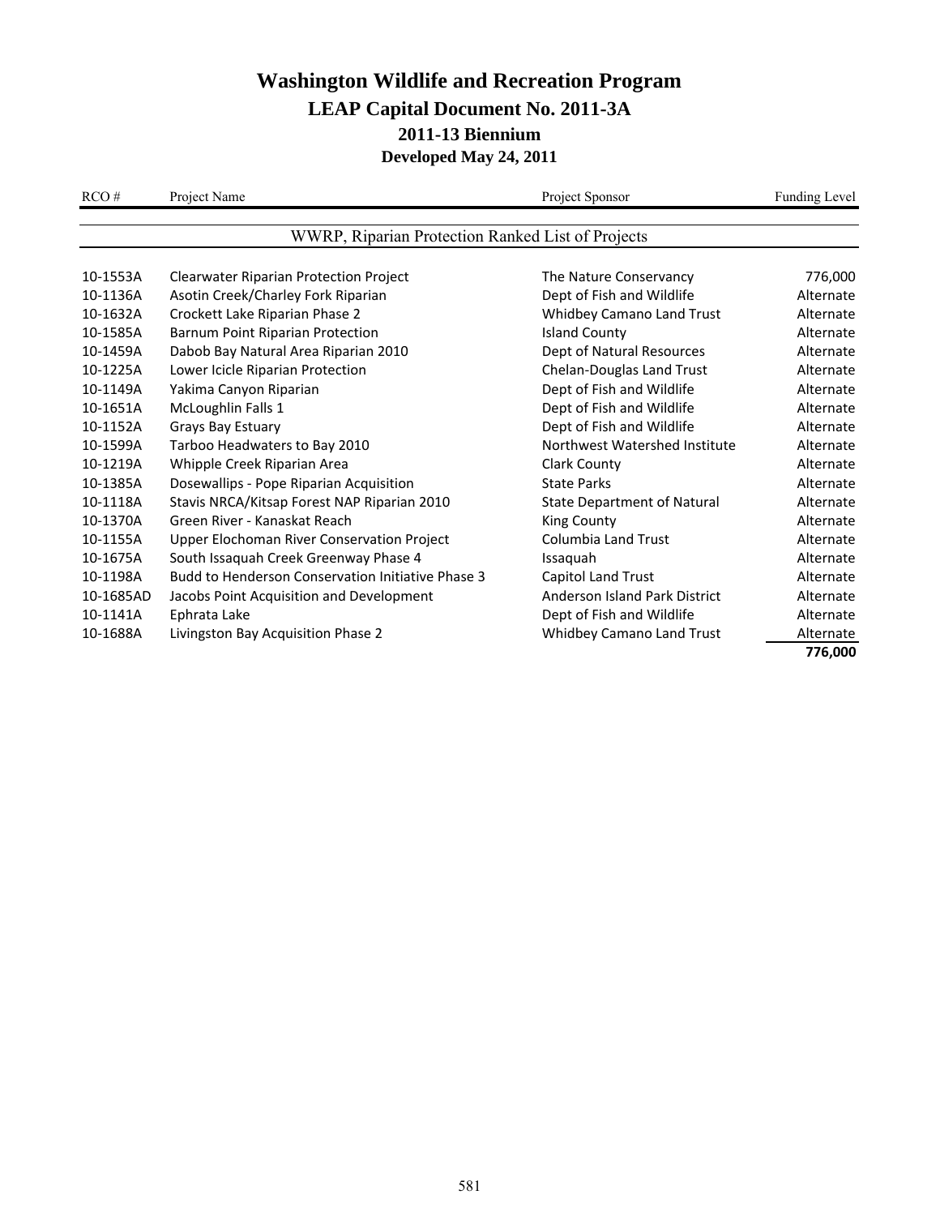# Washington Wildlife and Recreation Program

## LEAP Capital Document No. 2011-3A

### 2011-13 Biennium

### Developed May 24, 2011

| RCO # | Project Name | Project Sponsor | Funding Level |
|---|---|---|---|
| | **WWRP, Riparian Protection Ranked List of Projects** | | |
| 10-1553A | Clearwater Riparian Protection Project | The Nature Conservancy | 776,000 |
| 10-1136A | Asotin Creek/Charley Fork Riparian | Dept of Fish and Wildlife | Alternate |
| 10-1632A | Crockett Lake Riparian Phase 2 | Whidbey Camano Land Trust | Alternate |
| 10-1585A | Barnum Point Riparian Protection | Island County | Alternate |
| 10-1459A | Dabob Bay Natural Area Riparian 2010 | Dept of Natural Resources | Alternate |
| 10-1225A | Lower Icicle Riparian Protection | Chelan-Douglas Land Trust | Alternate |
| 10-1149A | Yakima Canyon Riparian | Dept of Fish and Wildlife | Alternate |
| 10-1651A | McLoughlin Falls 1 | Dept of Fish and Wildlife | Alternate |
| 10-1152A | Grays Bay Estuary | Dept of Fish and Wildlife | Alternate |
| 10-1599A | Tarboo Headwaters to Bay 2010 | Northwest Watershed Institute | Alternate |
| 10-1219A | Whipple Creek Riparian Area | Clark County | Alternate |
| 10-1385A | Dosewallips - Pope Riparian Acquisition | State Parks | Alternate |
| 10-1118A | Stavis NRCA/Kitsap Forest NAP Riparian 2010 | State Department of Natural | Alternate |
| 10-1370A | Green River - Kanaskat Reach | King County | Alternate |
| 10-1155A | Upper Elochoman River Conservation Project | Columbia Land Trust | Alternate |
| 10-1675A | South Issaquah Creek Greenway Phase 4 | Issaquah | Alternate |
| 10-1198A | Budd to Henderson Conservation Initiative Phase 3 | Capitol Land Trust | Alternate |
| 10-1685AD | Jacobs Point Acquisition and Development | Anderson Island Park District | Alternate |
| 10-1141A | Ephrata Lake | Dept of Fish and Wildlife | Alternate |
| 10-1688A | Livingston Bay Acquisition Phase 2 | Whidbey Camano Land Trust | Alternate |
| | | | **776,000** |